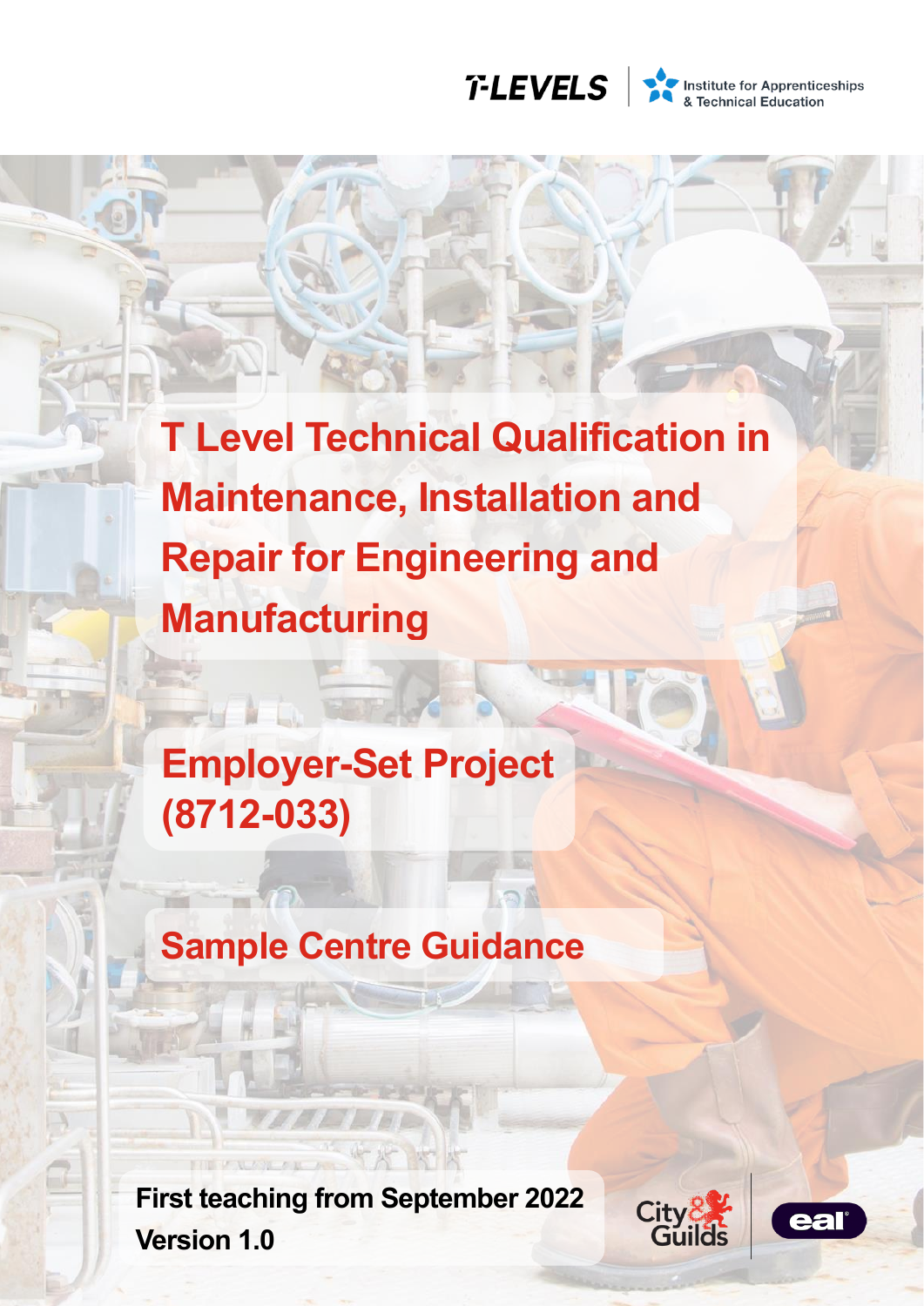T-LEVELS | Institute for Apprenticeships & Technical Education

# T Level Technical Qualification in Maintenance, Installation and Repair for Engineering and Manufacturing

## Employer-Set Project (8712-033)

## Sample Centre Guidance

**First teaching from September 2022**
**Version 1.0**

City & Guilds | eal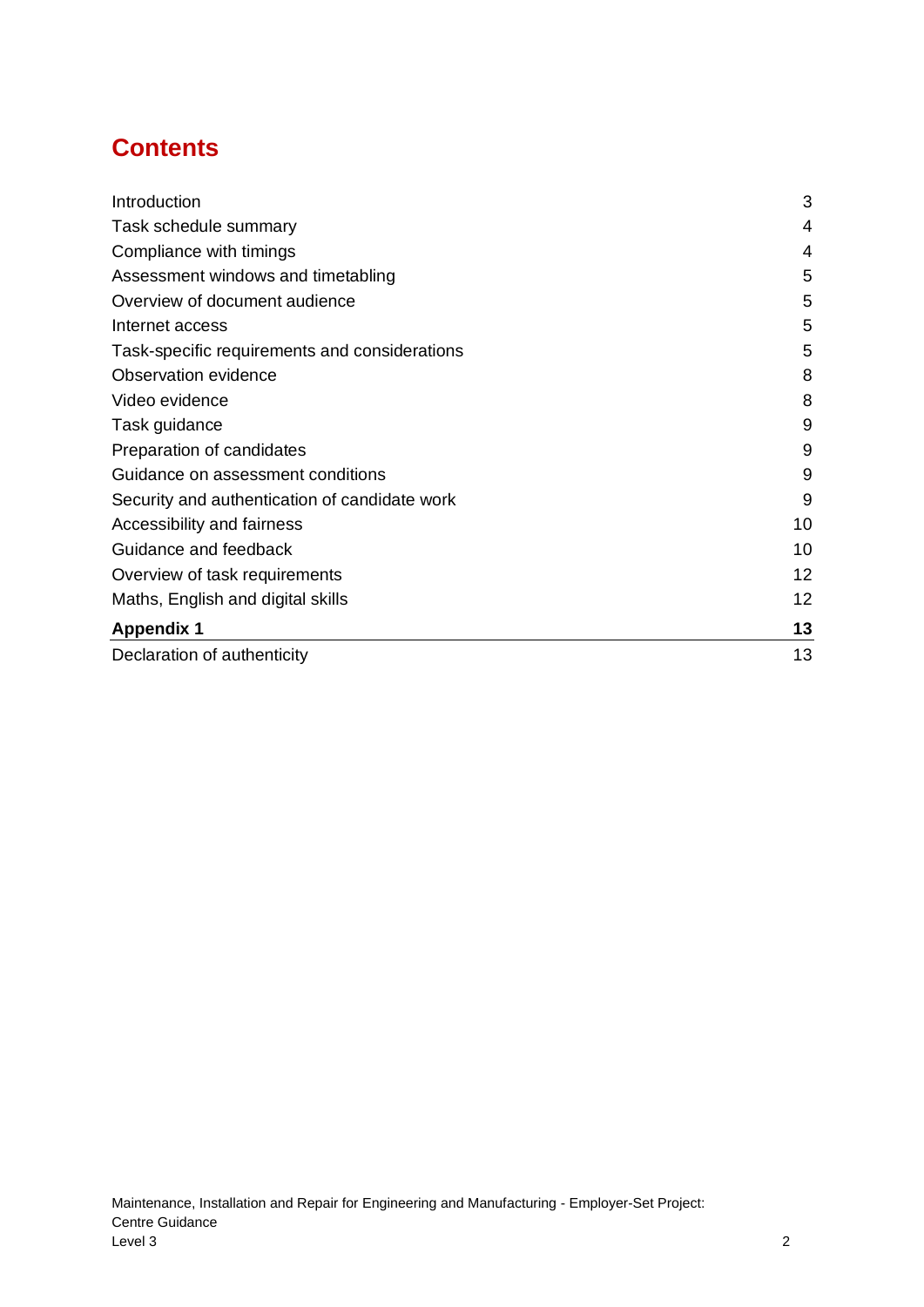# Contents

| | |
|---|---|
| Introduction | 3 |
| Task schedule summary | 4 |
| Compliance with timings | 4 |
| Assessment windows and timetabling | 5 |
| Overview of document audience | 5 |
| Internet access | 5 |
| Task-specific requirements and considerations | 5 |
| Observation evidence | 8 |
| Video evidence | 8 |
| Task guidance | 9 |
| Preparation of candidates | 9 |
| Guidance on assessment conditions | 9 |
| Security and authentication of candidate work | 9 |
| Accessibility and fairness | 10 |
| Guidance and feedback | 10 |
| Overview of task requirements | 12 |
| Maths, English and digital skills | 12 |
| **Appendix 1** | **13** |
| Declaration of authenticity | 13 |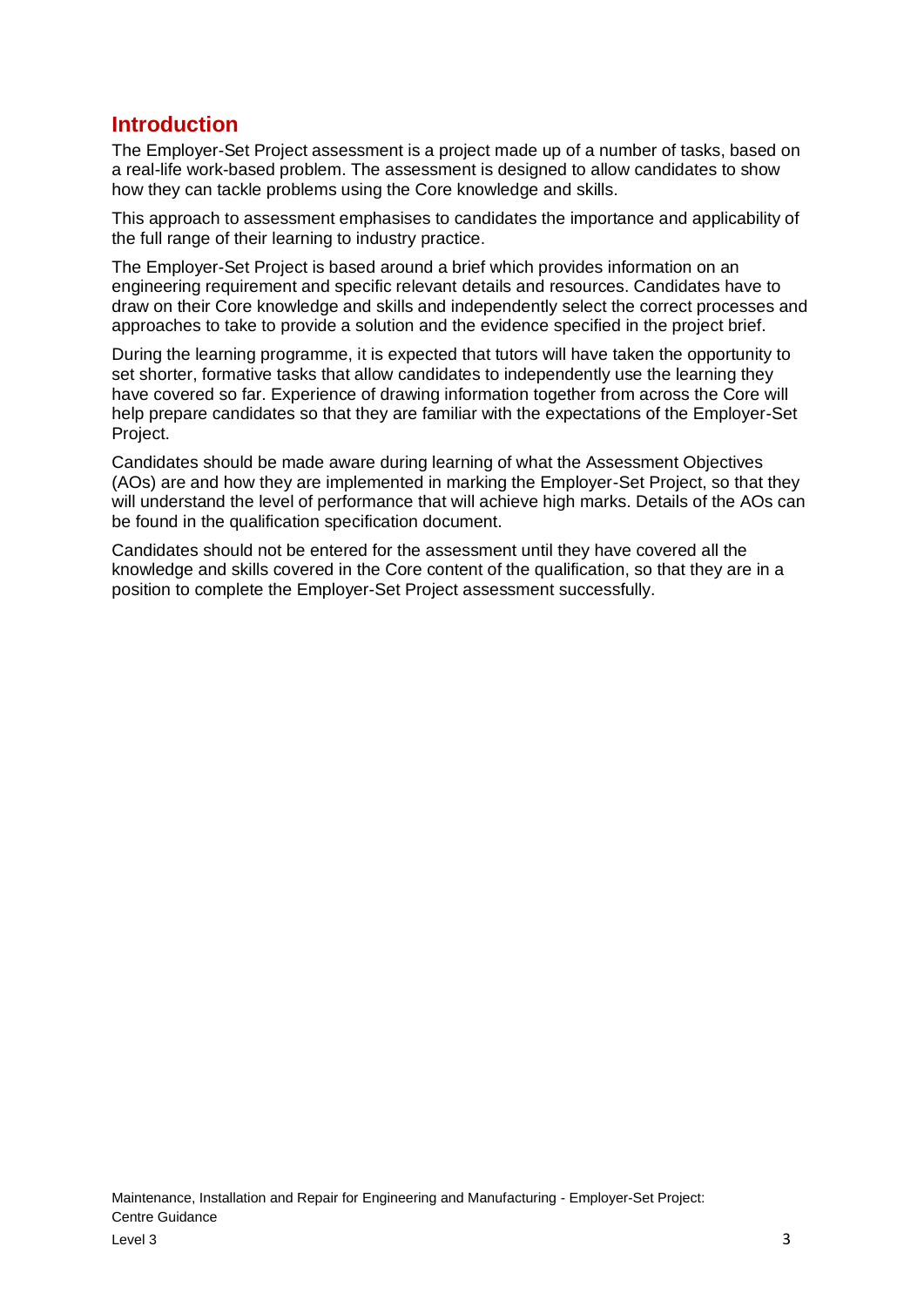## Introduction

The Employer-Set Project assessment is a project made up of a number of tasks, based on a real-life work-based problem. The assessment is designed to allow candidates to show how they can tackle problems using the Core knowledge and skills.

This approach to assessment emphasises to candidates the importance and applicability of the full range of their learning to industry practice.

The Employer-Set Project is based around a brief which provides information on an engineering requirement and specific relevant details and resources. Candidates have to draw on their Core knowledge and skills and independently select the correct processes and approaches to take to provide a solution and the evidence specified in the project brief.

During the learning programme, it is expected that tutors will have taken the opportunity to set shorter, formative tasks that allow candidates to independently use the learning they have covered so far. Experience of drawing information together from across the Core will help prepare candidates so that they are familiar with the expectations of the Employer-Set Project.

Candidates should be made aware during learning of what the Assessment Objectives (AOs) are and how they are implemented in marking the Employer-Set Project, so that they will understand the level of performance that will achieve high marks. Details of the AOs can be found in the qualification specification document.

Candidates should not be entered for the assessment until they have covered all the knowledge and skills covered in the Core content of the qualification, so that they are in a position to complete the Employer-Set Project assessment successfully.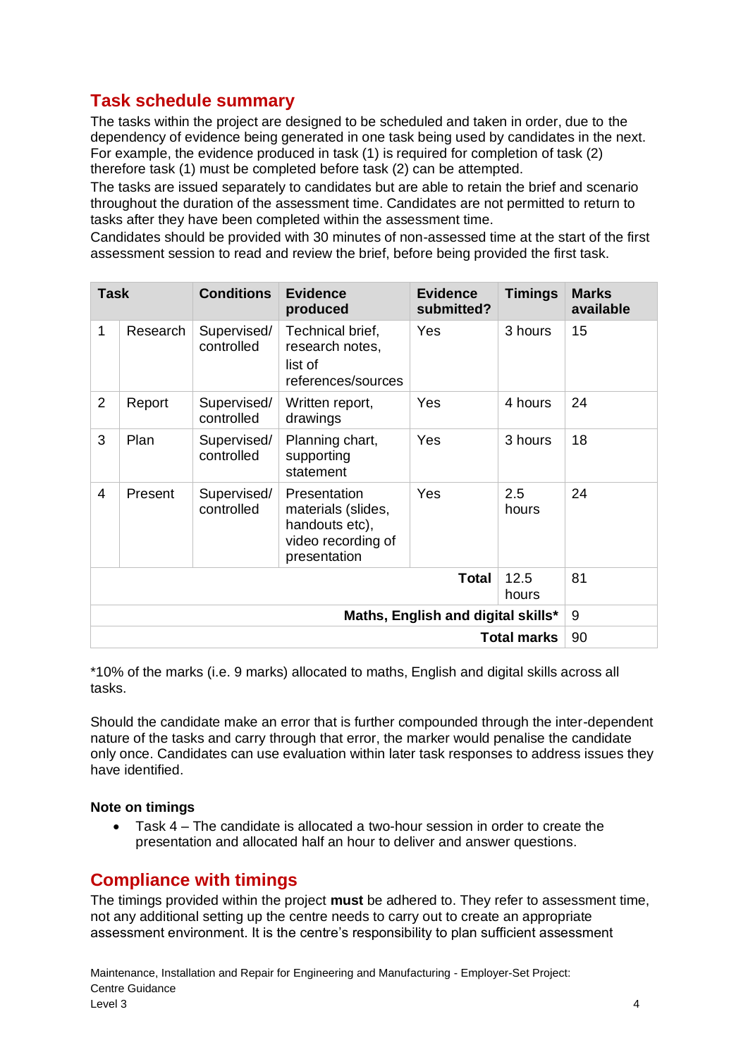## Task schedule summary

The tasks within the project are designed to be scheduled and taken in order, due to the dependency of evidence being generated in one task being used by candidates in the next. For example, the evidence produced in task (1) is required for completion of task (2) therefore task (1) must be completed before task (2) can be attempted.

The tasks are issued separately to candidates but are able to retain the brief and scenario throughout the duration of the assessment time. Candidates are not permitted to return to tasks after they have been completed within the assessment time.

Candidates should be provided with 30 minutes of non-assessed time at the start of the first assessment session to read and review the brief, before being provided the first task.

| Task | | Conditions | Evidence produced | Evidence submitted? | Timings | Marks available |
|---|---|---|---|---|---|---|
| 1 | Research | Supervised/ controlled | Technical brief, research notes, list of references/sources | Yes | 3 hours | 15 |
| 2 | Report | Supervised/ controlled | Written report, drawings | Yes | 4 hours | 24 |
| 3 | Plan | Supervised/ controlled | Planning chart, supporting statement | Yes | 3 hours | 18 |
| 4 | Present | Supervised/ controlled | Presentation materials (slides, handouts etc), video recording of presentation | Yes | 2.5 hours | 24 |
| | | | | **Total** | 12.5 hours | 81 |
| | | | | | **Maths, English and digital skills*** | 9 |
| | | | | | **Total marks** | 90 |

*10% of the marks (i.e. 9 marks) allocated to maths, English and digital skills across all tasks.

Should the candidate make an error that is further compounded through the inter-dependent nature of the tasks and carry through that error, the marker would penalise the candidate only once. Candidates can use evaluation within later task responses to address issues they have identified.

**Note on timings**

- Task 4 – The candidate is allocated a two-hour session in order to create the presentation and allocated half an hour to deliver and answer questions.

## Compliance with timings

The timings provided within the project **must** be adhered to. They refer to assessment time, not any additional setting up the centre needs to carry out to create an appropriate assessment environment. It is the centre's responsibility to plan sufficient assessment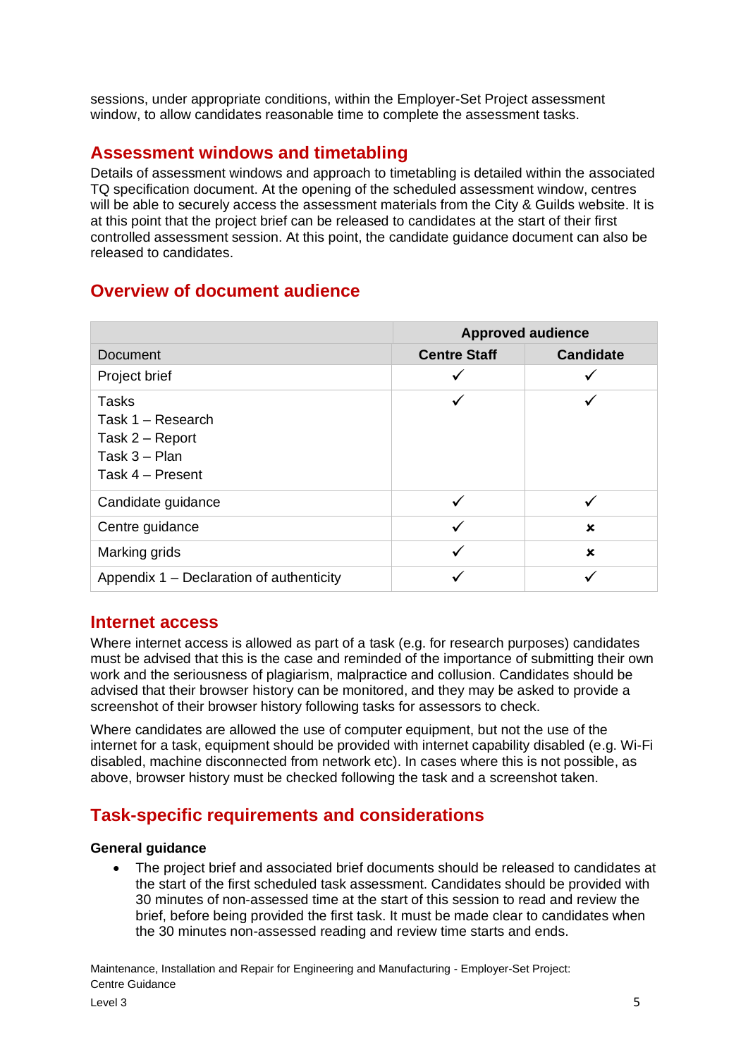sessions, under appropriate conditions, within the Employer-Set Project assessment window, to allow candidates reasonable time to complete the assessment tasks.

## Assessment windows and timetabling

Details of assessment windows and approach to timetabling is detailed within the associated TQ specification document. At the opening of the scheduled assessment window, centres will be able to securely access the assessment materials from the City & Guilds website. It is at this point that the project brief can be released to candidates at the start of their first controlled assessment session. At this point, the candidate guidance document can also be released to candidates.

## Overview of document audience

| | Approved audience | |
|---|---|---|
| Document | **Centre Staff** | **Candidate** |
| Project brief | ✓ | ✓ |
| Tasks<br>Task 1 – Research<br>Task 2 – Report<br>Task 3 – Plan<br>Task 4 – Present | ✓ | ✓ |
| Candidate guidance | ✓ | ✓ |
| Centre guidance | ✓ | ✗ |
| Marking grids | ✓ | ✗ |
| Appendix 1 – Declaration of authenticity | ✓ | ✓ |

## Internet access

Where internet access is allowed as part of a task (e.g. for research purposes) candidates must be advised that this is the case and reminded of the importance of submitting their own work and the seriousness of plagiarism, malpractice and collusion. Candidates should be advised that their browser history can be monitored, and they may be asked to provide a screenshot of their browser history following tasks for assessors to check.

Where candidates are allowed the use of computer equipment, but not the use of the internet for a task, equipment should be provided with internet capability disabled (e.g. Wi-Fi disabled, machine disconnected from network etc). In cases where this is not possible, as above, browser history must be checked following the task and a screenshot taken.

## Task-specific requirements and considerations

**General guidance**

- The project brief and associated brief documents should be released to candidates at the start of the first scheduled task assessment. Candidates should be provided with 30 minutes of non-assessed time at the start of this session to read and review the brief, before being provided the first task. It must be made clear to candidates when the 30 minutes non-assessed reading and review time starts and ends.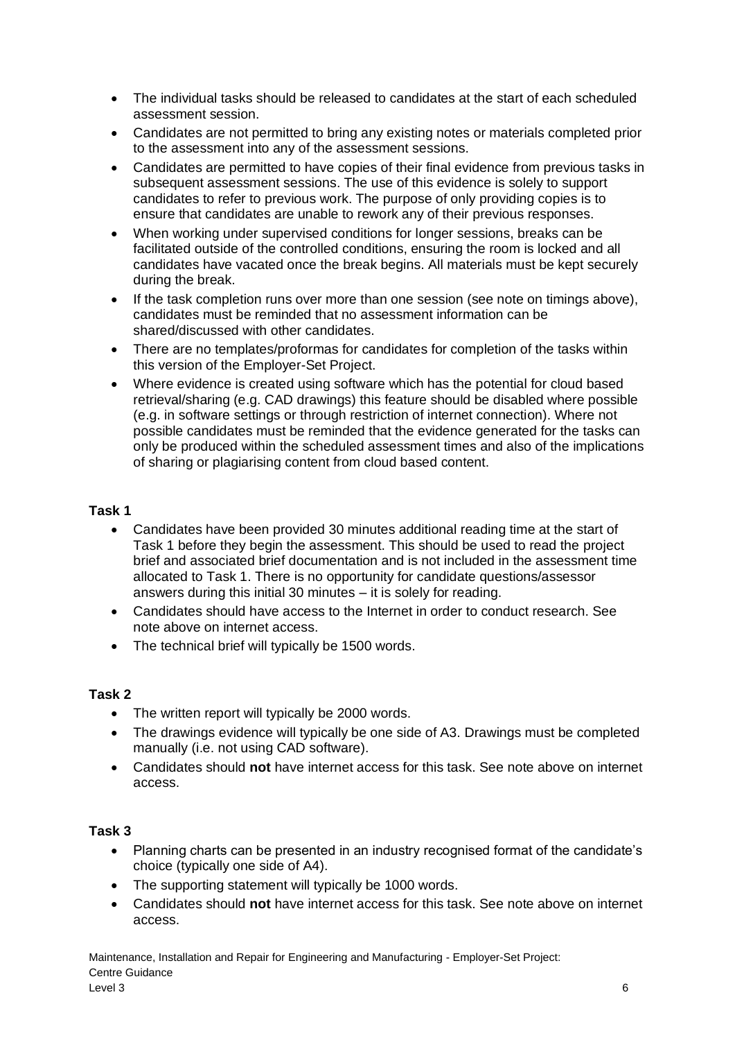- The individual tasks should be released to candidates at the start of each scheduled assessment session.
- Candidates are not permitted to bring any existing notes or materials completed prior to the assessment into any of the assessment sessions.
- Candidates are permitted to have copies of their final evidence from previous tasks in subsequent assessment sessions. The use of this evidence is solely to support candidates to refer to previous work. The purpose of only providing copies is to ensure that candidates are unable to rework any of their previous responses.
- When working under supervised conditions for longer sessions, breaks can be facilitated outside of the controlled conditions, ensuring the room is locked and all candidates have vacated once the break begins. All materials must be kept securely during the break.
- If the task completion runs over more than one session (see note on timings above), candidates must be reminded that no assessment information can be shared/discussed with other candidates.
- There are no templates/proformas for candidates for completion of the tasks within this version of the Employer-Set Project.
- Where evidence is created using software which has the potential for cloud based retrieval/sharing (e.g. CAD drawings) this feature should be disabled where possible (e.g. in software settings or through restriction of internet connection). Where not possible candidates must be reminded that the evidence generated for the tasks can only be produced within the scheduled assessment times and also of the implications of sharing or plagiarising content from cloud based content.

**Task 1**

- Candidates have been provided 30 minutes additional reading time at the start of Task 1 before they begin the assessment. This should be used to read the project brief and associated brief documentation and is not included in the assessment time allocated to Task 1. There is no opportunity for candidate questions/assessor answers during this initial 30 minutes – it is solely for reading.
- Candidates should have access to the Internet in order to conduct research. See note above on internet access.
- The technical brief will typically be 1500 words.

**Task 2**

- The written report will typically be 2000 words.
- The drawings evidence will typically be one side of A3. Drawings must be completed manually (i.e. not using CAD software).
- Candidates should **not** have internet access for this task. See note above on internet access.

**Task 3**

- Planning charts can be presented in an industry recognised format of the candidate's choice (typically one side of A4).
- The supporting statement will typically be 1000 words.
- Candidates should **not** have internet access for this task. See note above on internet access.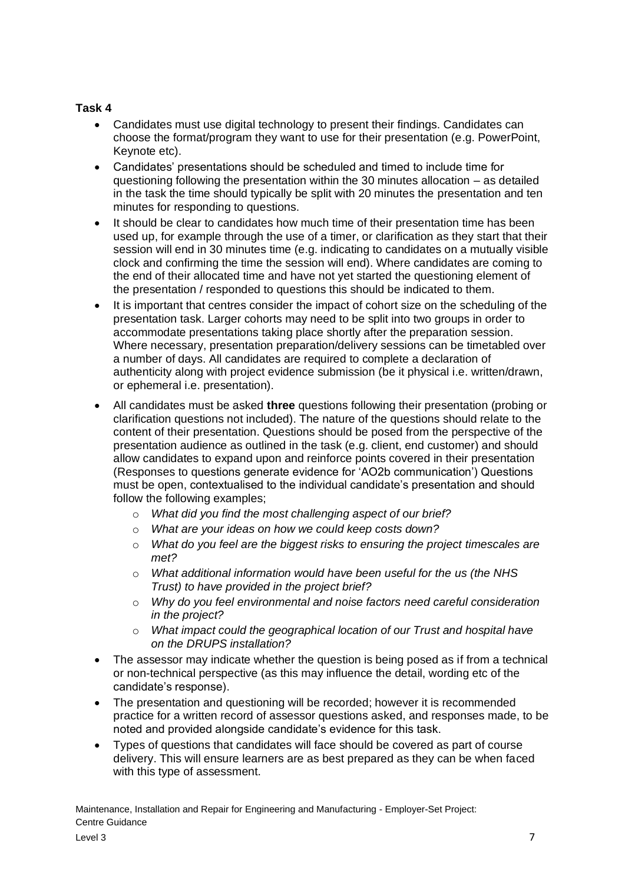**Task 4**

- Candidates must use digital technology to present their findings. Candidates can choose the format/program they want to use for their presentation (e.g. PowerPoint, Keynote etc).
- Candidates' presentations should be scheduled and timed to include time for questioning following the presentation within the 30 minutes allocation – as detailed in the task the time should typically be split with 20 minutes the presentation and ten minutes for responding to questions.
- It should be clear to candidates how much time of their presentation time has been used up, for example through the use of a timer, or clarification as they start that their session will end in 30 minutes time (e.g. indicating to candidates on a mutually visible clock and confirming the time the session will end). Where candidates are coming to the end of their allocated time and have not yet started the questioning element of the presentation / responded to questions this should be indicated to them.
- It is important that centres consider the impact of cohort size on the scheduling of the presentation task. Larger cohorts may need to be split into two groups in order to accommodate presentations taking place shortly after the preparation session. Where necessary, presentation preparation/delivery sessions can be timetabled over a number of days. All candidates are required to complete a declaration of authenticity along with project evidence submission (be it physical i.e. written/drawn, or ephemeral i.e. presentation).
- All candidates must be asked **three** questions following their presentation (probing or clarification questions not included). The nature of the questions should relate to the content of their presentation. Questions should be posed from the perspective of the presentation audience as outlined in the task (e.g. client, end customer) and should allow candidates to expand upon and reinforce points covered in their presentation (Responses to questions generate evidence for 'AO2b communication') Questions must be open, contextualised to the individual candidate's presentation and should follow the following examples;
  - *What did you find the most challenging aspect of our brief?*
  - *What are your ideas on how we could keep costs down?*
  - *What do you feel are the biggest risks to ensuring the project timescales are met?*
  - *What additional information would have been useful for the us (the NHS Trust) to have provided in the project brief?*
  - *Why do you feel environmental and noise factors need careful consideration in the project?*
  - *What impact could the geographical location of our Trust and hospital have on the DRUPS installation?*
- The assessor may indicate whether the question is being posed as if from a technical or non-technical perspective (as this may influence the detail, wording etc of the candidate's response).
- The presentation and questioning will be recorded; however it is recommended practice for a written record of assessor questions asked, and responses made, to be noted and provided alongside candidate's evidence for this task.
- Types of questions that candidates will face should be covered as part of course delivery. This will ensure learners are as best prepared as they can be when faced with this type of assessment.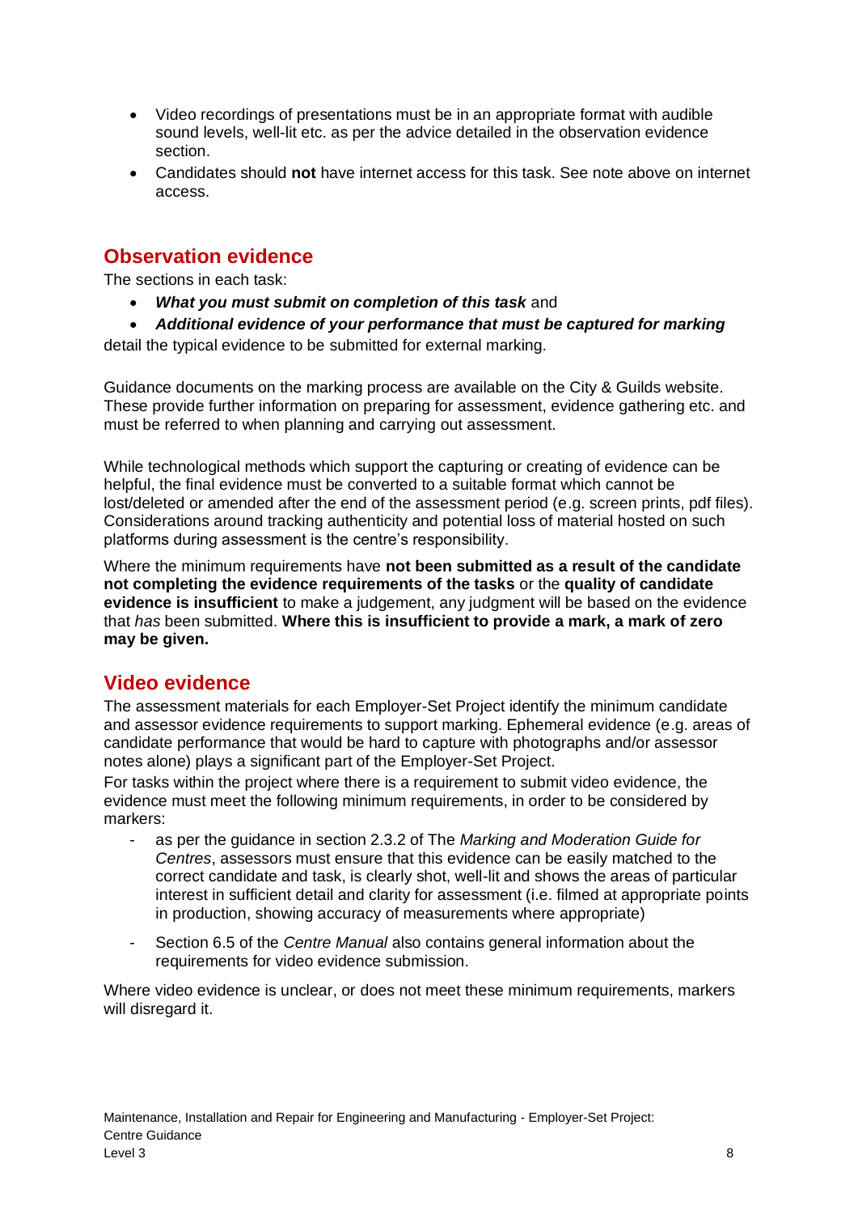- Video recordings of presentations must be in an appropriate format with audible sound levels, well-lit etc. as per the advice detailed in the observation evidence section.
- Candidates should **not** have internet access for this task. See note above on internet access.

## Observation evidence

The sections in each task:

- ***What you must submit on completion of this task*** and
- ***Additional evidence of your performance that must be captured for marking***

detail the typical evidence to be submitted for external marking.

Guidance documents on the marking process are available on the City & Guilds website. These provide further information on preparing for assessment, evidence gathering etc. and must be referred to when planning and carrying out assessment.

While technological methods which support the capturing or creating of evidence can be helpful, the final evidence must be converted to a suitable format which cannot be lost/deleted or amended after the end of the assessment period (e.g. screen prints, pdf files). Considerations around tracking authenticity and potential loss of material hosted on such platforms during assessment is the centre's responsibility.

Where the minimum requirements have **not been submitted as a result of the candidate not completing the evidence requirements of the tasks** or the **quality of candidate evidence is insufficient** to make a judgement, any judgment will be based on the evidence that *has* been submitted. **Where this is insufficient to provide a mark, a mark of zero may be given.**

## Video evidence

The assessment materials for each Employer-Set Project identify the minimum candidate and assessor evidence requirements to support marking. Ephemeral evidence (e.g. areas of candidate performance that would be hard to capture with photographs and/or assessor notes alone) plays a significant part of the Employer-Set Project.

For tasks within the project where there is a requirement to submit video evidence, the evidence must meet the following minimum requirements, in order to be considered by markers:

- as per the guidance in section 2.3.2 of The *Marking and Moderation Guide for Centres*, assessors must ensure that this evidence can be easily matched to the correct candidate and task, is clearly shot, well-lit and shows the areas of particular interest in sufficient detail and clarity for assessment (i.e. filmed at appropriate points in production, showing accuracy of measurements where appropriate)
- Section 6.5 of the *Centre Manual* also contains general information about the requirements for video evidence submission.

Where video evidence is unclear, or does not meet these minimum requirements, markers will disregard it.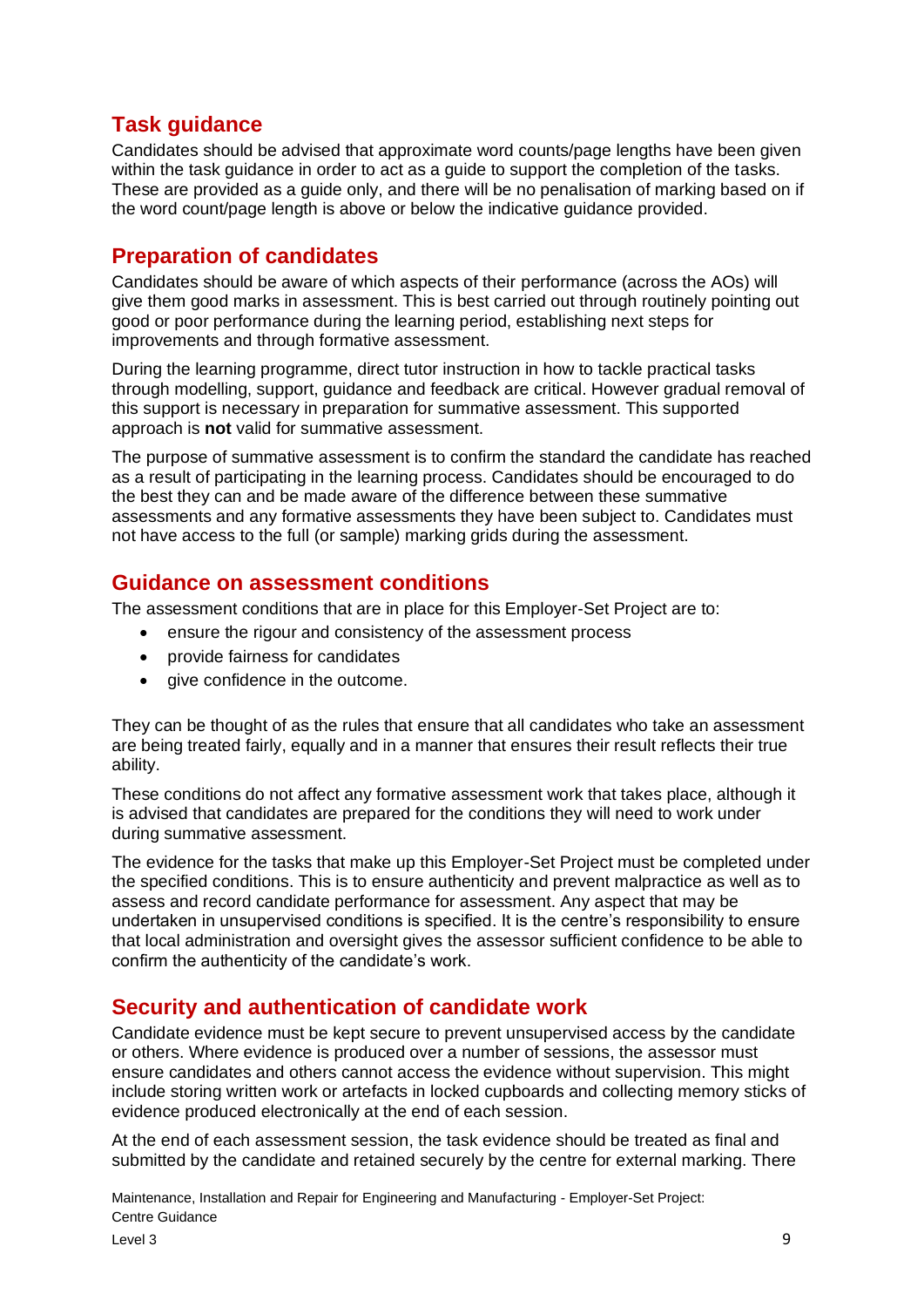## Task guidance

Candidates should be advised that approximate word counts/page lengths have been given within the task guidance in order to act as a guide to support the completion of the tasks. These are provided as a guide only, and there will be no penalisation of marking based on if the word count/page length is above or below the indicative guidance provided.

## Preparation of candidates

Candidates should be aware of which aspects of their performance (across the AOs) will give them good marks in assessment. This is best carried out through routinely pointing out good or poor performance during the learning period, establishing next steps for improvements and through formative assessment.

During the learning programme, direct tutor instruction in how to tackle practical tasks through modelling, support, guidance and feedback are critical. However gradual removal of this support is necessary in preparation for summative assessment. This supported approach is **not** valid for summative assessment.

The purpose of summative assessment is to confirm the standard the candidate has reached as a result of participating in the learning process. Candidates should be encouraged to do the best they can and be made aware of the difference between these summative assessments and any formative assessments they have been subject to. Candidates must not have access to the full (or sample) marking grids during the assessment.

## Guidance on assessment conditions

The assessment conditions that are in place for this Employer-Set Project are to:

- ensure the rigour and consistency of the assessment process
- provide fairness for candidates
- give confidence in the outcome.

They can be thought of as the rules that ensure that all candidates who take an assessment are being treated fairly, equally and in a manner that ensures their result reflects their true ability.

These conditions do not affect any formative assessment work that takes place, although it is advised that candidates are prepared for the conditions they will need to work under during summative assessment.

The evidence for the tasks that make up this Employer-Set Project must be completed under the specified conditions. This is to ensure authenticity and prevent malpractice as well as to assess and record candidate performance for assessment. Any aspect that may be undertaken in unsupervised conditions is specified. It is the centre's responsibility to ensure that local administration and oversight gives the assessor sufficient confidence to be able to confirm the authenticity of the candidate's work.

## Security and authentication of candidate work

Candidate evidence must be kept secure to prevent unsupervised access by the candidate or others. Where evidence is produced over a number of sessions, the assessor must ensure candidates and others cannot access the evidence without supervision. This might include storing written work or artefacts in locked cupboards and collecting memory sticks of evidence produced electronically at the end of each session.

At the end of each assessment session, the task evidence should be treated as final and submitted by the candidate and retained securely by the centre for external marking. There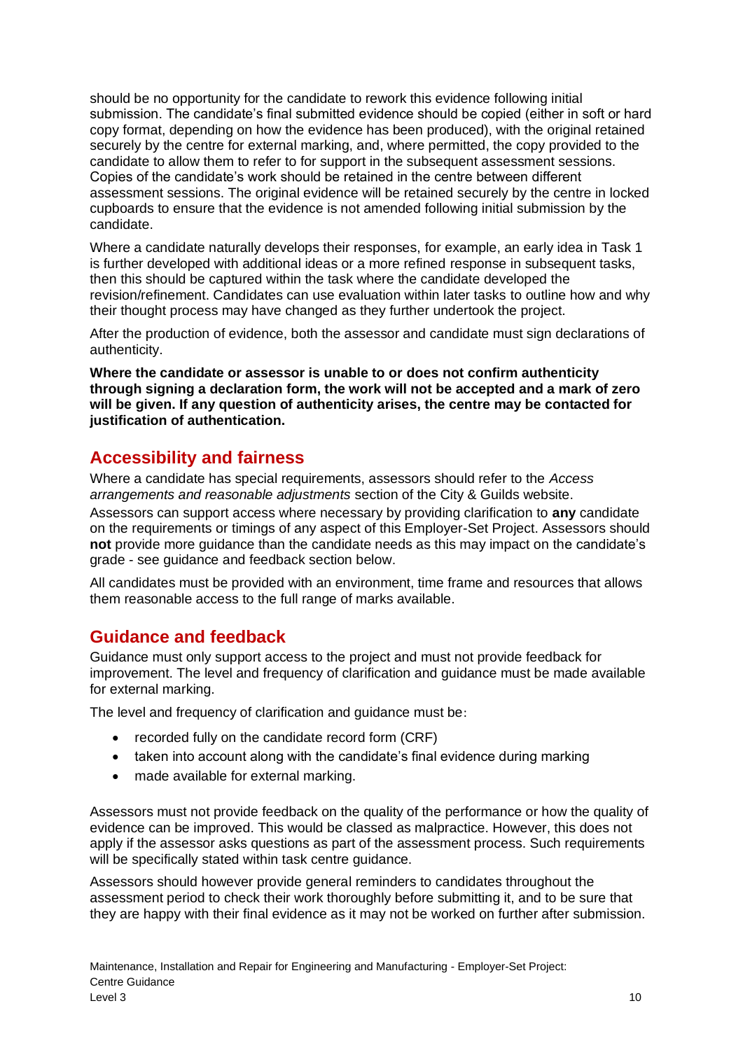should be no opportunity for the candidate to rework this evidence following initial submission. The candidate's final submitted evidence should be copied (either in soft or hard copy format, depending on how the evidence has been produced), with the original retained securely by the centre for external marking, and, where permitted, the copy provided to the candidate to allow them to refer to for support in the subsequent assessment sessions. Copies of the candidate's work should be retained in the centre between different assessment sessions. The original evidence will be retained securely by the centre in locked cupboards to ensure that the evidence is not amended following initial submission by the candidate.

Where a candidate naturally develops their responses, for example, an early idea in Task 1 is further developed with additional ideas or a more refined response in subsequent tasks, then this should be captured within the task where the candidate developed the revision/refinement. Candidates can use evaluation within later tasks to outline how and why their thought process may have changed as they further undertook the project.

After the production of evidence, both the assessor and candidate must sign declarations of authenticity.

**Where the candidate or assessor is unable to or does not confirm authenticity through signing a declaration form, the work will not be accepted and a mark of zero will be given. If any question of authenticity arises, the centre may be contacted for justification of authentication.**

## Accessibility and fairness

Where a candidate has special requirements, assessors should refer to the *Access arrangements and reasonable adjustments* section of the City & Guilds website.

Assessors can support access where necessary by providing clarification to **any** candidate on the requirements or timings of any aspect of this Employer-Set Project. Assessors should **not** provide more guidance than the candidate needs as this may impact on the candidate's grade - see guidance and feedback section below.

All candidates must be provided with an environment, time frame and resources that allows them reasonable access to the full range of marks available.

## Guidance and feedback

Guidance must only support access to the project and must not provide feedback for improvement. The level and frequency of clarification and guidance must be made available for external marking.

The level and frequency of clarification and guidance must be:

- recorded fully on the candidate record form (CRF)
- taken into account along with the candidate's final evidence during marking
- made available for external marking.

Assessors must not provide feedback on the quality of the performance or how the quality of evidence can be improved. This would be classed as malpractice. However, this does not apply if the assessor asks questions as part of the assessment process. Such requirements will be specifically stated within task centre guidance.

Assessors should however provide general reminders to candidates throughout the assessment period to check their work thoroughly before submitting it, and to be sure that they are happy with their final evidence as it may not be worked on further after submission.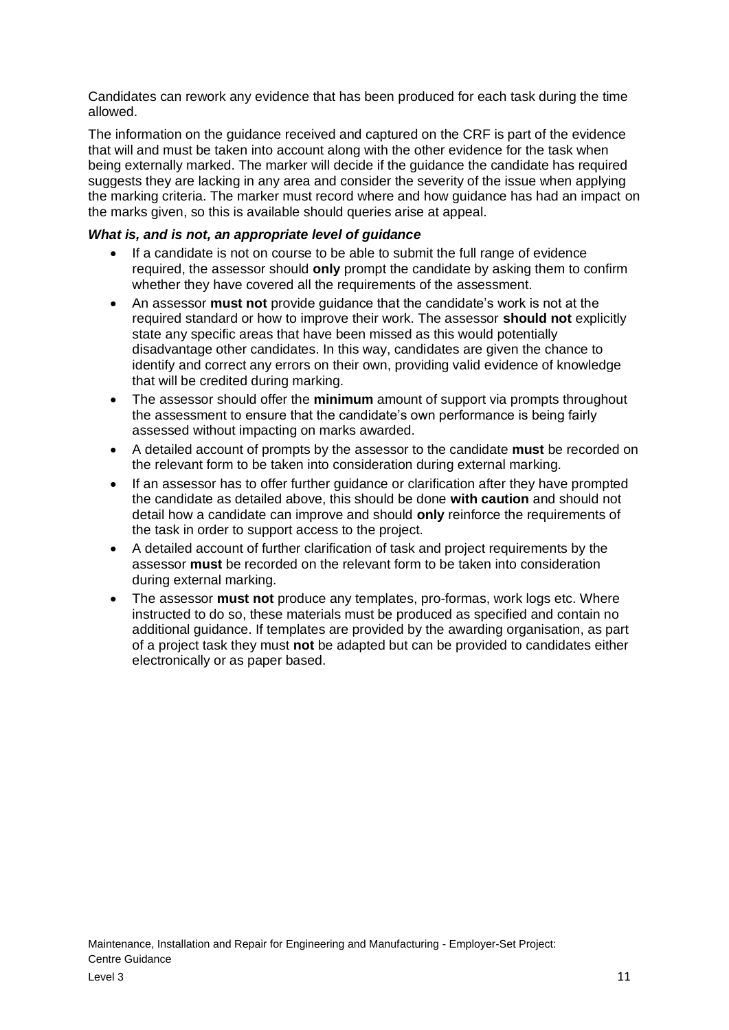Candidates can rework any evidence that has been produced for each task during the time allowed.

The information on the guidance received and captured on the CRF is part of the evidence that will and must be taken into account along with the other evidence for the task when being externally marked. The marker will decide if the guidance the candidate has required suggests they are lacking in any area and consider the severity of the issue when applying the marking criteria. The marker must record where and how guidance has had an impact on the marks given, so this is available should queries arise at appeal.

***What is, and is not, an appropriate level of guidance***

- If a candidate is not on course to be able to submit the full range of evidence required, the assessor should **only** prompt the candidate by asking them to confirm whether they have covered all the requirements of the assessment.
- An assessor **must not** provide guidance that the candidate's work is not at the required standard or how to improve their work. The assessor **should not** explicitly state any specific areas that have been missed as this would potentially disadvantage other candidates. In this way, candidates are given the chance to identify and correct any errors on their own, providing valid evidence of knowledge that will be credited during marking.
- The assessor should offer the **minimum** amount of support via prompts throughout the assessment to ensure that the candidate's own performance is being fairly assessed without impacting on marks awarded.
- A detailed account of prompts by the assessor to the candidate **must** be recorded on the relevant form to be taken into consideration during external marking.
- If an assessor has to offer further guidance or clarification after they have prompted the candidate as detailed above, this should be done **with caution** and should not detail how a candidate can improve and should **only** reinforce the requirements of the task in order to support access to the project.
- A detailed account of further clarification of task and project requirements by the assessor **must** be recorded on the relevant form to be taken into consideration during external marking.
- The assessor **must not** produce any templates, pro-formas, work logs etc. Where instructed to do so, these materials must be produced as specified and contain no additional guidance. If templates are provided by the awarding organisation, as part of a project task they must **not** be adapted but can be provided to candidates either electronically or as paper based.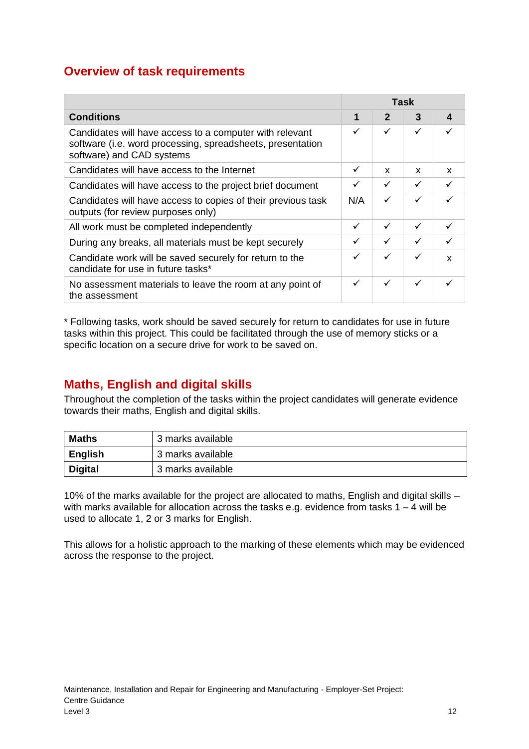## Overview of task requirements

| | Task | | | |
|---|---|---|---|---|
| **Conditions** | **1** | **2** | **3** | **4** |
| Candidates will have access to a computer with relevant software (i.e. word processing, spreadsheets, presentation software) and CAD systems | ✓ | ✓ | ✓ | ✓ |
| Candidates will have access to the Internet | ✓ | x | x | x |
| Candidates will have access to the project brief document | ✓ | ✓ | ✓ | ✓ |
| Candidates will have access to copies of their previous task outputs (for review purposes only) | N/A | ✓ | ✓ | ✓ |
| All work must be completed independently | ✓ | ✓ | ✓ | ✓ |
| During any breaks, all materials must be kept securely | ✓ | ✓ | ✓ | ✓ |
| Candidate work will be saved securely for return to the candidate for use in future tasks* | ✓ | ✓ | ✓ | x |
| No assessment materials to leave the room at any point of the assessment | ✓ | ✓ | ✓ | ✓ |

* Following tasks, work should be saved securely for return to candidates for use in future tasks within this project. This could be facilitated through the use of memory sticks or a specific location on a secure drive for work to be saved on.

## Maths, English and digital skills

Throughout the completion of the tasks within the project candidates will generate evidence towards their maths, English and digital skills.

| | |
|---|---|
| **Maths** | 3 marks available |
| **English** | 3 marks available |
| **Digital** | 3 marks available |

10% of the marks available for the project are allocated to maths, English and digital skills – with marks available for allocation across the tasks e.g. evidence from tasks 1 – 4 will be used to allocate 1, 2 or 3 marks for English.

This allows for a holistic approach to the marking of these elements which may be evidenced across the response to the project.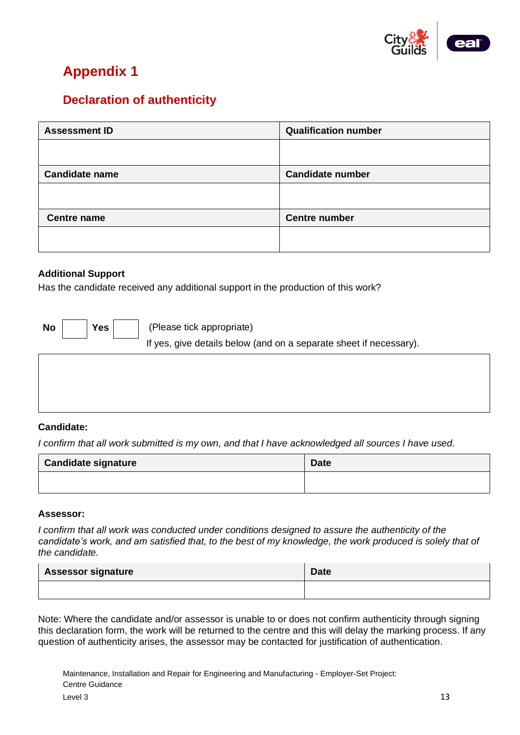# Appendix 1

## Declaration of authenticity

| Assessment ID | Qualification number |
|---|---|
| | |
| **Candidate name** | **Candidate number** |
| | |
| **Centre name** | **Centre number** |
| | |

**Additional Support**

Has the candidate received any additional support in the production of this work?

**No** ☐ **Yes** ☐ (Please tick appropriate)

If yes, give details below (and on a separate sheet if necessary).

| |
|---|
| |

**Candidate:**

*I confirm that all work submitted is my own, and that I have acknowledged all sources I have used.*

| Candidate signature | Date |
|---|---|
| | |

**Assessor:**

*I confirm that all work was conducted under conditions designed to assure the authenticity of the candidate's work, and am satisfied that, to the best of my knowledge, the work produced is solely that of the candidate.*

| Assessor signature | Date |
|---|---|
| | |

Note: Where the candidate and/or assessor is unable to or does not confirm authenticity through signing this declaration form, the work will be returned to the centre and this will delay the marking process. If any question of authenticity arises, the assessor may be contacted for justification of authentication.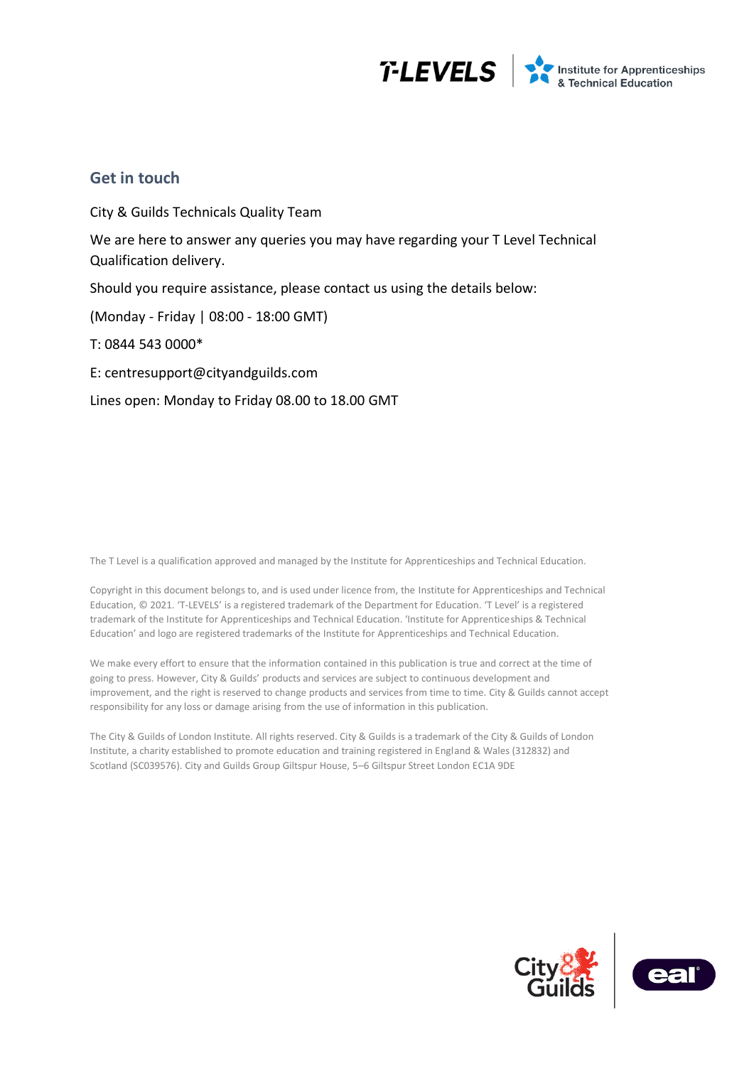## Get in touch

City & Guilds Technicals Quality Team

We are here to answer any queries you may have regarding your T Level Technical Qualification delivery.

Should you require assistance, please contact us using the details below:

(Monday - Friday | 08:00 - 18:00 GMT)

T: 0844 543 0000*

E: centresupport@cityandguilds.com

Lines open: Monday to Friday 08.00 to 18.00 GMT

The T Level is a qualification approved and managed by the Institute for Apprenticeships and Technical Education.

Copyright in this document belongs to, and is used under licence from, the Institute for Apprenticeships and Technical Education, © 2021. 'T-LEVELS' is a registered trademark of the Department for Education. 'T Level' is a registered trademark of the Institute for Apprenticeships and Technical Education. 'Institute for Apprenticeships & Technical Education' and logo are registered trademarks of the Institute for Apprenticeships and Technical Education.

We make every effort to ensure that the information contained in this publication is true and correct at the time of going to press. However, City & Guilds' products and services are subject to continuous development and improvement, and the right is reserved to change products and services from time to time. City & Guilds cannot accept responsibility for any loss or damage arising from the use of information in this publication.

The City & Guilds of London Institute. All rights reserved. City & Guilds is a trademark of the City & Guilds of London Institute, a charity established to promote education and training registered in England & Wales (312832) and Scotland (SC039576). City and Guilds Group Giltspur House, 5–6 Giltspur Street London EC1A 9DE